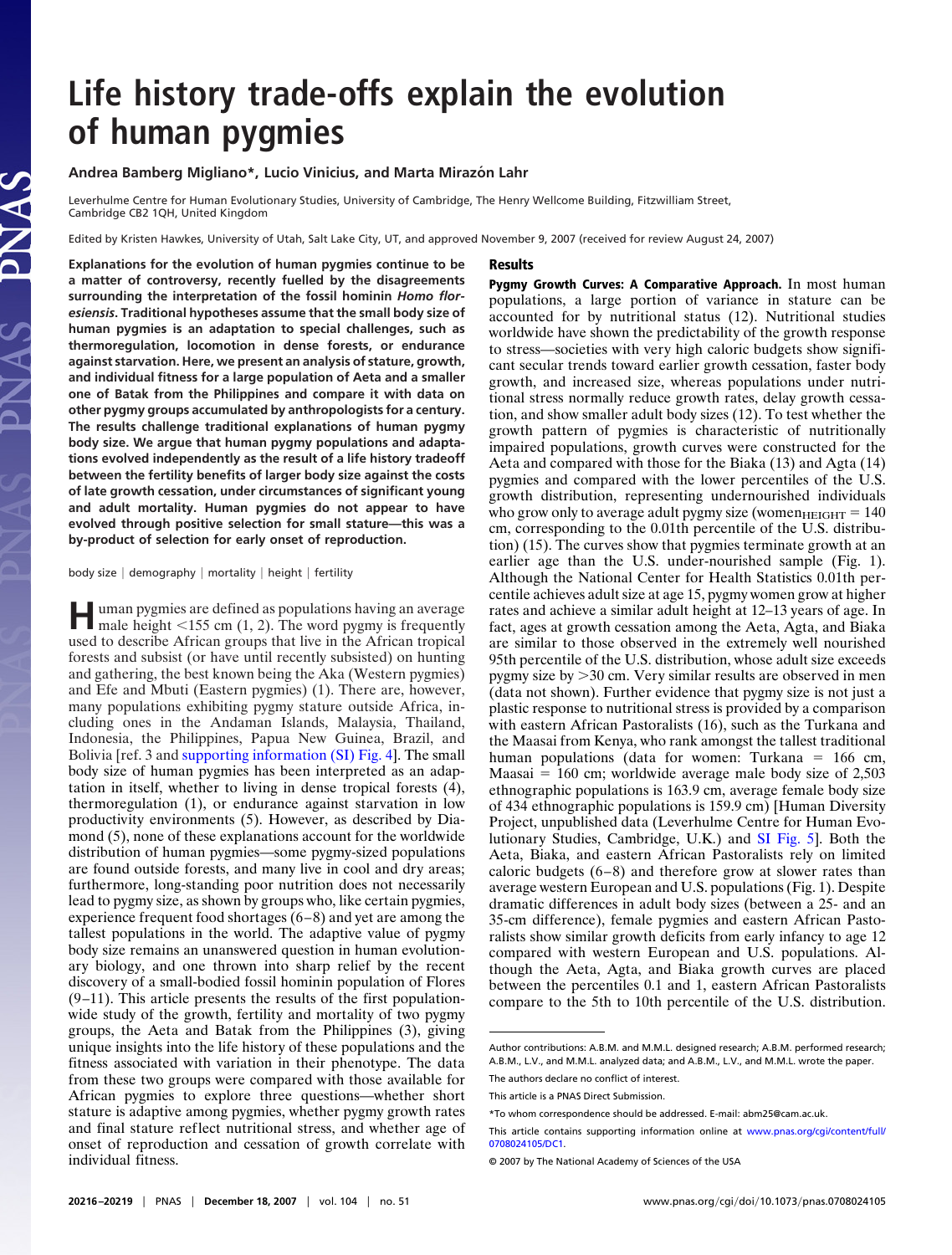# Life history trade-offs explain the evolution of human pygmies

**Andrea Bamberg Migliano*, Lucio Vinicius, and Marta Mirazón Lahr**

Leverhulme Centre for Human Evolutionary Studies, University of Cambridge, The Henry Wellcome Building, Fitzwilliam Street, Cambridge CB2 1QH, United Kingdom

Edited by Kristen Hawkes, University of Utah, Salt Lake City, UT, and approved November 9, 2007 (received for review August 24, 2007)

**Explanations for the evolution of human pygmies continue to be a matter of controversy, recently fuelled by the disagreements surrounding the interpretation of the fossil hominin *Homo floresiensis*. Traditional hypotheses assume that the small body size of human pygmies is an adaptation to special challenges, such as thermoregulation, locomotion in dense forests, or endurance against starvation. Here, we present an analysis of stature, growth, and individual fitness for a large population of Aeta and a smaller one of Batak from the Philippines and compare it with data on other pygmy groups accumulated by anthropologists for a century. The results challenge traditional explanations of human pygmy body size. We argue that human pygmy populations and adaptations evolved independently as the result of a life history tradeoff between the fertility benefits of larger body size against the costs of late growth cessation, under circumstances of significant young and adult mortality. Human pygmies do not appear to have evolved through positive selection for small stature—this was a by-product of selection for early onset of reproduction.**

body size | demography | mortality | height | fertility

Human pygmies are defined as populations having an average male height <155 cm (1, 2). The word pygmy is frequently used to describe African groups that live in the African tropical forests and subsist (or have until recently subsisted) on hunting and gathering, the best known being the Aka (Western pygmies) and Efe and Mbuti (Eastern pygmies) (1). There are, however, many populations exhibiting pygmy stature outside Africa, including ones in the Andaman Islands, Malaysia, Thailand, Indonesia, the Philippines, Papua New Guinea, Brazil, and Bolivia [ref. 3 and supporting information (SI) Fig. 4]. The small body size of human pygmies has been interpreted as an adaptation in itself, whether to living in dense tropical forests (4), thermoregulation (1), or endurance against starvation in low productivity environments (5). However, as described by Diamond (5), none of these explanations account for the worldwide distribution of human pygmies—some pygmy-sized populations are found outside forests, and many live in cool and dry areas; furthermore, long-standing poor nutrition does not necessarily lead to pygmy size, as shown by groups who, like certain pygmies, experience frequent food shortages (6–8) and yet are among the tallest populations in the world. The adaptive value of pygmy body size remains an unanswered question in human evolutionary biology, and one thrown into sharp relief by the recent discovery of a small-bodied fossil hominin population of Flores (9–11). This article presents the results of the first population-wide study of the growth, fertility and mortality of two pygmy groups, the Aeta and Batak from the Philippines (3), giving unique insights into the life history of these populations and the fitness associated with variation in their phenotype. The data from these two groups were compared with those available for African pygmies to explore three questions—whether short stature is adaptive among pygmies, whether pygmy growth rates and final stature reflect nutritional stress, and whether age of onset of reproduction and cessation of growth correlate with individual fitness.

## Results

**Pygmy Growth Curves: A Comparative Approach.** In most human populations, a large portion of variance in stature can be accounted for by nutritional status (12). Nutritional studies worldwide have shown the predictability of the growth response to stress—societies with very high caloric budgets show significant secular trends toward earlier growth cessation, faster body growth, and increased size, whereas populations under nutritional stress normally reduce growth rates, delay growth cessation, and show smaller adult body sizes (12). To test whether the growth pattern of pygmies is characteristic of nutritionally impaired populations, growth curves were constructed for the Aeta and compared with those for the Biaka (13) and Agta (14) pygmies and compared with the lower percentiles of the U.S. growth distribution, representing undernourished individuals who grow only to average adult pygmy size ($\text{women}_{\text{HEIGHT}} = 140$ cm, corresponding to the 0.01th percentile of the U.S. distribution) (15). The curves show that pygmies terminate growth at an earlier age than the U.S. under-nourished sample (Fig. 1). Although the National Center for Health Statistics 0.01th percentile achieves adult size at age 15, pygmy women grow at higher rates and achieve a similar adult height at 12–13 years of age. In fact, ages at growth cessation among the Aeta, Agta, and Biaka are similar to those observed in the extremely well nourished 95th percentile of the U.S. distribution, whose adult size exceeds pygmy size by >30 cm. Very similar results are observed in men (data not shown). Further evidence that pygmy size is not just a plastic response to nutritional stress is provided by a comparison with eastern African Pastoralists (16), such as the Turkana and the Maasai from Kenya, who rank amongst the tallest traditional human populations (data for women: Turkana = 166 cm, Maasai = 160 cm; worldwide average male body size of 2,503 ethnographic populations is 163.9 cm, average female body size of 434 ethnographic populations is 159.9 cm) [Human Diversity Project, unpublished data (Leverhulme Centre for Human Evolutionary Studies, Cambridge, U.K.) and SI Fig. 5]. Both the Aeta, Biaka, and eastern African Pastoralists rely on limited caloric budgets (6–8) and therefore grow at slower rates than average western European and U.S. populations (Fig. 1). Despite dramatic differences in adult body sizes (between a 25- and an 35-cm difference), female pygmies and eastern African Pastoralists show similar growth deficits from early infancy to age 12 compared with western European and U.S. populations. Although the Aeta, Agta, and Biaka growth curves are placed between the percentiles 0.1 and 1, eastern African Pastoralists compare to the 5th to 10th percentile of the U.S. distribution.

---

Author contributions: A.B.M. and M.M.L. designed research; A.B.M. performed research; A.B.M., L.V., and M.M.L. analyzed data; and A.B.M., L.V., and M.M.L. wrote the paper.

The authors declare no conflict of interest.

This article is a PNAS Direct Submission.

*To whom correspondence should be addressed. E-mail: abm25@cam.ac.uk.

This article contains supporting information online at www.pnas.org/cgi/content/full/0708024105/DC1.

© 2007 by The National Academy of Sciences of the USA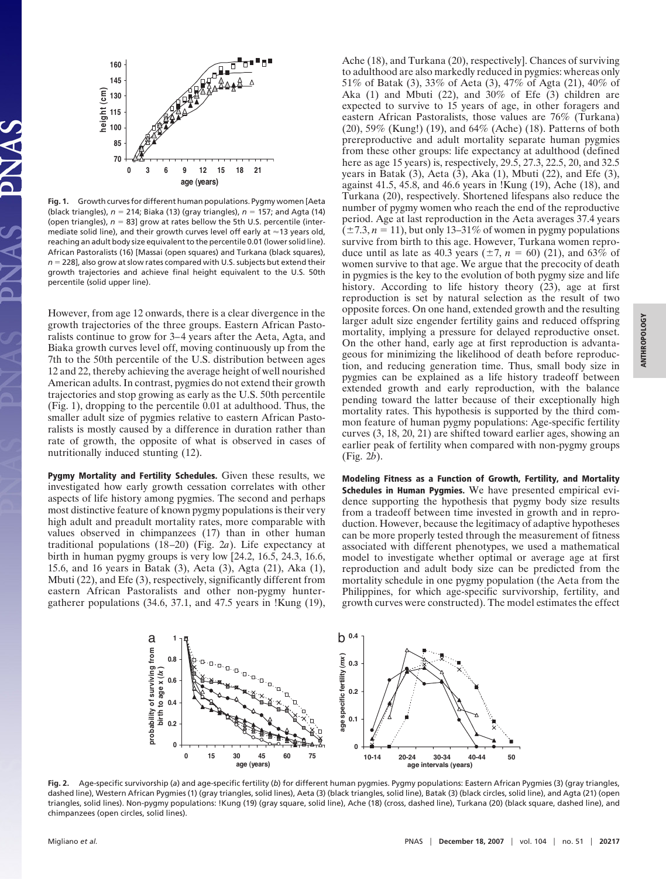Fig. 1. Growth curves for different human populations. Pygmy women [Aeta (black triangles), $n = 214$; Biaka (13) (gray triangles), $n = 157$; and Agta (14) (open triangles), $n = 83$] grow at rates bellow the 5th U.S. percentile (intermediate solid line), and their growth curves level off early at ≈13 years old, reaching an adult body size equivalent to the percentile 0.01 (lower solid line). African Pastoralists (16) [Massai (open squares) and Turkana (black squares), $n = 228$], also grow at slow rates compared with U.S. subjects but extend their growth trajectories and achieve final height equivalent to the U.S. 50th percentile (solid upper line).

However, from age 12 onwards, there is a clear divergence in the growth trajectories of the three groups. Eastern African Pastoralists continue to grow for 3–4 years after the Aeta, Agta, and Biaka growth curves level off, moving continuously up from the 7th to the 50th percentile of the U.S. distribution between ages 12 and 22, thereby achieving the average height of well nourished American adults. In contrast, pygmies do not extend their growth trajectories and stop growing as early as the U.S. 50th percentile (Fig. 1), dropping to the percentile 0.01 at adulthood. Thus, the smaller adult size of pygmies relative to eastern African Pastoralists is mostly caused by a difference in duration rather than rate of growth, the opposite of what is observed in cases of nutritionally induced stunting (12).

**Pygmy Mortality and Fertility Schedules.** Given these results, we investigated how early growth cessation correlates with other aspects of life history among pygmies. The second and perhaps most distinctive feature of known pygmy populations is their very high adult and preadult mortality rates, more comparable with values observed in chimpanzees (17) than in other human traditional populations (18–20) (Fig. 2*a*). Life expectancy at birth in human pygmy groups is very low [24.2, 16.5, 24.3, 16.6, 15.6, and 16 years in Batak (3), Aeta (3), Agta (21), Aka (1), Mbuti (22), and Efe (3), respectively, significantly different from eastern African Pastoralists and other non-pygmy hunter-gatherer populations (34.6, 37.1, and 47.5 years in !Kung (19), Ache (18), and Turkana (20), respectively]. Chances of surviving to adulthood are also markedly reduced in pygmies: whereas only 51% of Batak (3), 33% of Aeta (3), 47% of Agta (21), 40% of Aka (1) and Mbuti (22), and 30% of Efe (3) children are expected to survive to 15 years of age, in other foragers and eastern African Pastoralists, those values are 76% (Turkana) (20), 59% (Kung!) (19), and 64% (Ache) (18). Patterns of both prereproductive and adult mortality separate human pygmies from these other groups: life expectancy at adulthood (defined here as age 15 years) is, respectively, 29.5, 27.3, 22.5, 20, and 32.5 years in Batak (3), Aeta (3), Aka (1), Mbuti (22), and Efe (3), against 41.5, 45.8, and 46.6 years in !Kung (19), Ache (18), and Turkana (20), respectively. Shortened lifespans also reduce the number of pygmy women who reach the end of the reproductive period. Age at last reproduction in the Aeta averages 37.4 years ($\pm 7.3$, $n = 11$), but only 13–31% of women in pygmy populations survive from birth to this age. However, Turkana women reproduce until as late as 40.3 years ($\pm 7$, $n = 60$) (21), and 63% of women survive to that age. We argue that the precocity of death in pygmies is the key to the evolution of both pygmy size and life history. According to life history theory (23), age at first reproduction is set by natural selection as the result of two opposite forces. On one hand, extended growth and the resulting larger adult size engender fertility gains and reduced offspring mortality, implying a pressure for delayed reproductive onset. On the other hand, early age at first reproduction is advantageous for minimizing the likelihood of death before reproduction, and reducing generation time. Thus, small body size in pygmies can be explained as a life history tradeoff between extended growth and early reproduction, with the balance pending toward the latter because of their exceptionally high mortality rates. This hypothesis is supported by the third common feature of human pygmy populations: Age-specific fertility curves (3, 18, 20, 21) are shifted toward earlier ages, showing an earlier peak of fertility when compared with non-pygmy groups (Fig. 2*b*).

**Modeling Fitness as a Function of Growth, Fertility, and Mortality Schedules in Human Pygmies.** We have presented empirical evidence supporting the hypothesis that pygmy body size results from a tradeoff between time invested in growth and in reproduction. However, because the legitimacy of adaptive hypotheses can be more properly tested through the measurement of fitness associated with different phenotypes, we used a mathematical model to investigate whether optimal or average age at first reproduction and adult body size can be predicted from the mortality schedule in one pygmy population (the Aeta from the Philippines, for which age-specific survivorship, fertility, and growth curves were constructed). The model estimates the effect

Fig. 2. Age-specific survivorship (*a*) and age-specific fertility (*b*) for different human pygmies. Pygmy populations: Eastern African Pygmies (3) (gray triangles, dashed line), Western African Pygmies (1) (gray triangles, solid lines), Aeta (3) (black triangles, solid line), Batak (3) (black circles, solid line), and Agta (21) (open triangles, solid lines). Non-pygmy populations: !Kung (19) (gray square, solid line), Ache (18) (cross, dashed line), Turkana (20) (black square, dashed line), and chimpanzees (open circles, solid lines).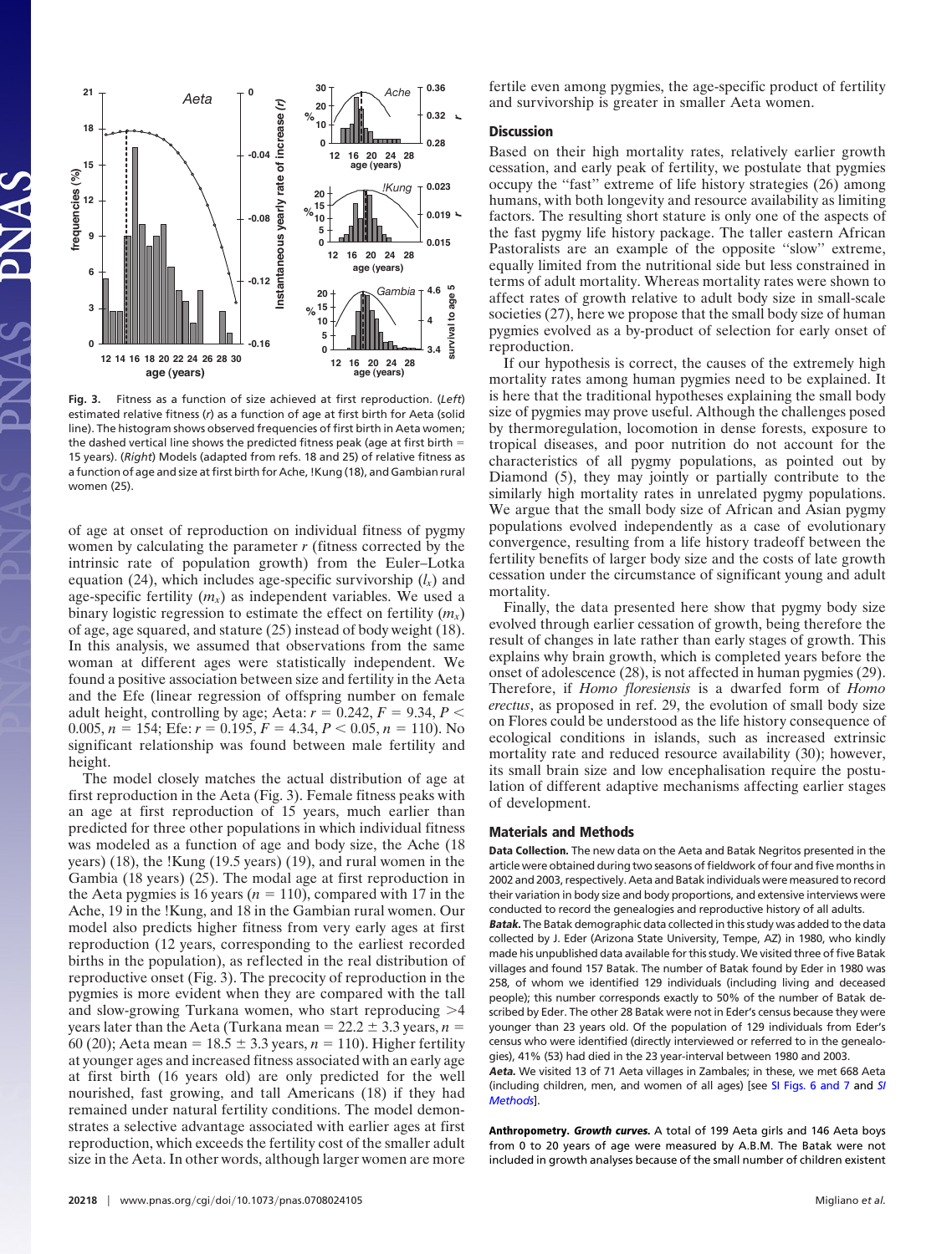**Fig. 3.** Fitness as a function of size achieved at first reproduction. (*Left*) estimated relative fitness ($r$) as a function of age at first birth for Aeta (solid line). The histogram shows observed frequencies of first birth in Aeta women; the dashed vertical line shows the predicted fitness peak (age at first birth = 15 years). (*Right*) Models (adapted from refs. 18 and 25) of relative fitness as a function of age and size at first birth for Ache, !Kung (18), and Gambian rural women (25).

of age at onset of reproduction on individual fitness of pygmy women by calculating the parameter $r$ (fitness corrected by the intrinsic rate of population growth) from the Euler–Lotka equation (24), which includes age-specific survivorship ($l_x$) and age-specific fertility ($m_x$) as independent variables. We used a binary logistic regression to estimate the effect on fertility ($m_x$) of age, age squared, and stature (25) instead of body weight (18). In this analysis, we assumed that observations from the same woman at different ages were statistically independent. We found a positive association between size and fertility in the Aeta and the Efe (linear regression of offspring number on female adult height, controlling by age; Aeta: $r = 0.242$, $F = 9.34$, $P < 0.005$, $n = 154$; Efe: $r = 0.195$, $F = 4.34$, $P < 0.05$, $n = 110$). No significant relationship was found between male fertility and height.

The model closely matches the actual distribution of age at first reproduction in the Aeta (Fig. 3). Female fitness peaks with an age at first reproduction of 15 years, much earlier than predicted for three other populations in which individual fitness was modeled as a function of age and body size, the Ache (18 years) (18), the !Kung (19.5 years) (19), and rural women in the Gambia (18 years) (25). The modal age at first reproduction in the Aeta pygmies is 16 years ($n = 110$), compared with 17 in the Ache, 19 in the !Kung, and 18 in the Gambian rural women. Our model also predicts higher fitness from very early ages at first reproduction (12 years, corresponding to the earliest recorded births in the population), as reflected in the real distribution of reproductive onset (Fig. 3). The precocity of reproduction in the pygmies is more evident when they are compared with the tall and slow-growing Turkana women, who start reproducing >4 years later than the Aeta (Turkana mean = 22.2 ± 3.3 years, $n = 60$ (20); Aeta mean = 18.5 ± 3.3 years, $n = 110$). Higher fertility at younger ages and increased fitness associated with an early age at first birth (16 years old) are only predicted for the well nourished, fast growing, and tall Americans (18) if they had remained under natural fertility conditions. The model demonstrates a selective advantage associated with earlier ages at first reproduction, which exceeds the fertility cost of the smaller adult size in the Aeta. In other words, although larger women are more fertile even among pygmies, the age-specific product of fertility and survivorship is greater in smaller Aeta women.

## Discussion

Based on their high mortality rates, relatively earlier growth cessation, and early peak of fertility, we postulate that pygmies occupy the "fast" extreme of life history strategies (26) among humans, with both longevity and resource availability as limiting factors. The resulting short stature is only one of the aspects of the fast pygmy life history package. The taller eastern African Pastoralists are an example of the opposite "slow" extreme, equally limited from the nutritional side but less constrained in terms of adult mortality. Whereas mortality rates were shown to affect rates of growth relative to adult body size in small-scale societies (27), here we propose that the small body size of human pygmies evolved as a by-product of selection for early onset of reproduction.

If our hypothesis is correct, the causes of the extremely high mortality rates among human pygmies need to be explained. It is here that the traditional hypotheses explaining the small body size of pygmies may prove useful. Although the challenges posed by thermoregulation, locomotion in dense forests, exposure to tropical diseases, and poor nutrition do not account for the characteristics of all pygmy populations, as pointed out by Diamond (5), they may jointly or partially contribute to the similarly high mortality rates in unrelated pygmy populations. We argue that the small body size of African and Asian pygmy populations evolved independently as a case of evolutionary convergence, resulting from a life history tradeoff between the fertility benefits of larger body size and the costs of late growth cessation under the circumstance of significant young and adult mortality.

Finally, the data presented here show that pygmy body size evolved through earlier cessation of growth, being therefore the result of changes in late rather than early stages of growth. This explains why brain growth, which is completed years before the onset of adolescence (28), is not affected in human pygmies (29). Therefore, if *Homo floresiensis* is a dwarfed form of *Homo erectus*, as proposed in ref. 29, the evolution of small body size on Flores could be understood as the life history consequence of ecological conditions in islands, such as increased extrinsic mortality rate and reduced resource availability (30); however, its small brain size and low encephalisation require the postulation of different adaptive mechanisms affecting earlier stages of development.

## Materials and Methods

**Data Collection.** The new data on the Aeta and Batak Negritos presented in the article were obtained during two seasons of fieldwork of four and five months in 2002 and 2003, respectively. Aeta and Batak individuals were measured to record their variation in body size and body proportions, and extensive interviews were conducted to record the genealogies and reproductive history of all adults.

***Batak.*** The Batak demographic data collected in this study was added to the data collected by J. Eder (Arizona State University, Tempe, AZ) in 1980, who kindly made his unpublished data available for this study. We visited three of five Batak villages and found 157 Batak. The number of Batak found by Eder in 1980 was 258, of whom we identified 129 individuals (including living and deceased people); this number corresponds exactly to 50% of the number of Batak described by Eder. The other 28 Batak were not in Eder's census because they were younger than 23 years old. Of the population of 129 individuals from Eder's census who were identified (directly interviewed or referred to in the genealogies), 41% (53) had died in the 23 year-interval between 1980 and 2003.

***Aeta.*** We visited 13 of 71 Aeta villages in Zambales; in these, we met 668 Aeta (including children, men, and women of all ages) [see SI Figs. 6 and 7 and *SI Methods*].

**Anthropometry.** ***Growth curves.*** A total of 199 Aeta girls and 146 Aeta boys from 0 to 20 years of age were measured by A.B.M. The Batak were not included in growth analyses because of the small number of children existent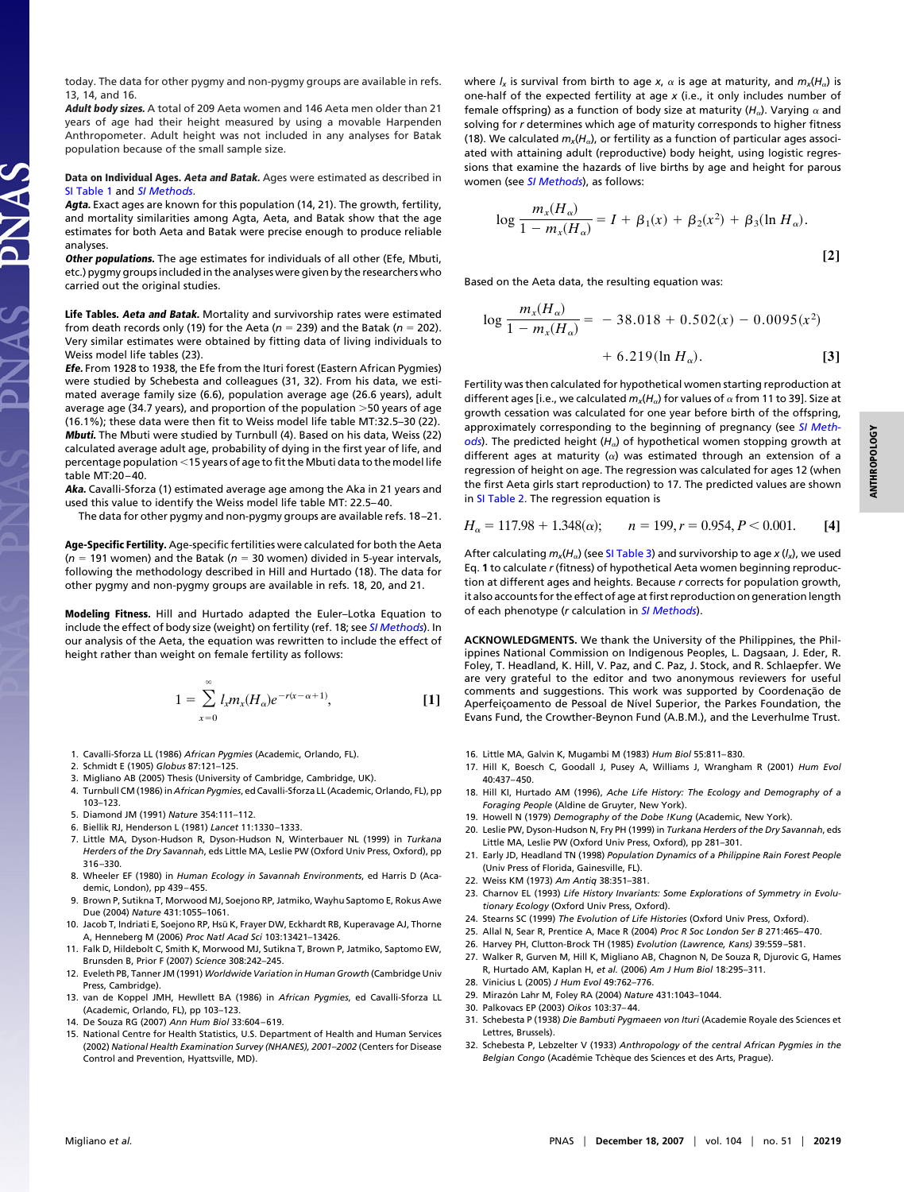today. The data for other pygmy and non-pygmy groups are available in refs. 13, 14, and 16.

***Adult body sizes.*** A total of 209 Aeta women and 146 Aeta men older than 21 years of age had their height measured by using a movable Harpenden Anthropometer. Adult height was not included in any analyses for Batak population because of the small sample size.

**Data on Individual Ages.** ***Aeta and Batak.*** Ages were estimated as described in SI Table 1 and *SI Methods*.

***Agta.*** Exact ages are known for this population (14, 21). The growth, fertility, and mortality similarities among Agta, Aeta, and Batak show that the age estimates for both Aeta and Batak were precise enough to produce reliable analyses.

***Other populations.*** The age estimates for individuals of all other (Efe, Mbuti, etc.) pygmy groups included in the analyses were given by the researchers who carried out the original studies.

**Life Tables.** ***Aeta and Batak.*** Mortality and survivorship rates were estimated from death records only (19) for the Aeta ($n = 239$) and the Batak ($n = 202$). Very similar estimates were obtained by fitting data of living individuals to Weiss model life tables (23).

***Efe.*** From 1928 to 1938, the Efe from the Ituri forest (Eastern African Pygmies) were studied by Schebesta and colleagues (31, 32). From his data, we estimated average family size (6.6), population average age (26.6 years), adult average age (34.7 years), and proportion of the population >50 years of age (16.1%); these data were then fit to Weiss model life table MT:32.5–30 (22).

***Mbuti.*** The Mbuti were studied by Turnbull (4). Based on his data, Weiss (22) calculated average adult age, probability of dying in the first year of life, and percentage population <15 years of age to fit the Mbuti data to the model life table MT:20–40.

***Aka.*** Cavalli-Sforza (1) estimated average age among the Aka in 21 years and used this value to identify the Weiss model life table MT: 22.5–40.

The data for other pygmy and non-pygmy groups are available refs. 18–21.

**Age-Specific Fertility.** Age-specific fertilities were calculated for both the Aeta ($n = 191$ women) and the Batak ($n = 30$ women) divided in 5-year intervals, following the methodology described in Hill and Hurtado (18). The data for other pygmy and non-pygmy groups are available in refs. 18, 20, and 21.

**Modeling Fitness.** Hill and Hurtado adapted the Euler–Lotka Equation to include the effect of body size (weight) on fertility (ref. 18; see *SI Methods*). In our analysis of the Aeta, the equation was rewritten to include the effect of height rather than weight on female fertility as follows:

$$1 = \sum_{x=0}^{\infty} l_x m_x(H_\alpha) e^{-r(x-\alpha+1)}, \qquad [1]$$

where $l_x$ is survival from birth to age $x$, $\alpha$ is age at maturity, and $m_x(H_\alpha)$ is one-half of the expected fertility at age $x$ (i.e., it only includes number of female offspring) as a function of body size at maturity ($H_\alpha$). Varying $\alpha$ and solving for $r$ determines which age of maturity corresponds to higher fitness (18). We calculated $m_x(H_\alpha)$, or fertility as a function of particular ages associated with attaining adult (reproductive) body height, using logistic regressions that examine the hazards of live births by age and height for parous women (see *SI Methods*), as follows:

$$\log \frac{m_x(H_\alpha)}{1 - m_x(H_\alpha)} = I + \beta_1(x) + \beta_2(x^2) + \beta_3(\ln H_\alpha). \qquad [2]$$

Based on the Aeta data, the resulting equation was:

$$\log \frac{m_x(H_\alpha)}{1 - m_x(H_\alpha)} = -38.018 + 0.502(x) - 0.0095(x^2) + 6.219(\ln H_\alpha). \qquad [3]$$

Fertility was then calculated for hypothetical women starting reproduction at different ages [i.e., we calculated $m_x(H_\alpha)$ for values of $\alpha$ from 11 to 39]. Size at growth cessation was calculated for one year before birth of the offspring, approximately corresponding to the beginning of pregnancy (see *SI Methods*). The predicted height ($H_\alpha$) of hypothetical women stopping growth at different ages at maturity ($\alpha$) was estimated through an extension of a regression of height on age. The regression was calculated for ages 12 (when the first Aeta girls start reproduction) to 17. The predicted values are shown in SI Table 2. The regression equation is

$$H_\alpha = 117.98 + 1.348(\alpha); \qquad n = 199, r = 0.954, P < 0.001. \qquad [4]$$

After calculating $m_x(H_\alpha)$ (see SI Table 3) and survivorship to age $x$ ($l_x$), we used Eq. **1** to calculate $r$ (fitness) of hypothetical Aeta women beginning reproduction at different ages and heights. Because $r$ corrects for population growth, it also accounts for the effect of age at first reproduction on generation length of each phenotype ($r$ calculation in *SI Methods*).

**ACKNOWLEDGMENTS.** We thank the University of the Philippines, the Philippines National Commission on Indigenous Peoples, L. Dagsaan, J. Eder, R. Foley, T. Headland, K. Hill, V. Paz, and C. Paz, J. Stock, and R. Schlaepfer. We are very grateful to the editor and two anonymous reviewers for useful comments and suggestions. This work was supported by Coordenação de Aperfeiçoamento de Pessoal de Nível Superior, the Parkes Foundation, the Evans Fund, the Crowther-Beynon Fund (A.B.M.), and the Leverhulme Trust.

1. Cavalli-Sforza LL (1986) *African Pygmies* (Academic, Orlando, FL).
2. Schmidt E (1905) *Globus* 87:121–125.
3. Migliano AB (2005) Thesis (University of Cambridge, Cambridge, UK).
4. Turnbull CM (1986) in *African Pygmies*, ed Cavalli-Sforza LL (Academic, Orlando, FL), pp 103–123.
5. Diamond JM (1991) *Nature* 354:111–112.
6. Biellik RJ, Henderson L (1981) *Lancet* 11:1330–1333.
7. Little MA, Dyson-Hudson R, Dyson-Hudson N, Winterbauer NL (1999) in *Turkana Herders of the Dry Savannah*, eds Little MA, Leslie PW (Oxford Univ Press, Oxford), pp 316–330.
8. Wheeler EF (1980) in *Human Ecology in Savannah Environments*, ed Harris D (Academic, London), pp 439–455.
9. Brown P, Sutikna T, Morwood MJ, Soejono RP, Jatmiko, Wayhu Saptomo E, Rokus Awe Due (2004) *Nature* 431:1055–1061.
10. Jacob T, Indriati E, Soejono RP, Hsü K, Frayer DW, Eckhardt RB, Kuperavage AJ, Thorne A, Henneberg M (2006) *Proc Natl Acad Sci* 103:13421–13426.
11. Falk D, Hildebolt C, Smith K, Morwood MJ, Sutikna T, Brown P, Jatmiko, Saptomo EW, Brunsden B, Prior F (2007) *Science* 308:242–245.
12. Eveleth PB, Tanner JM (1991) *Worldwide Variation in Human Growth* (Cambridge Univ Press, Cambridge).
13. van de Koppel JMH, Hewllett BA (1986) in *African Pygmies*, ed Cavalli-Sforza LL (Academic, Orlando, FL), pp 103–123.
14. De Souza RG (2007) *Ann Hum Biol* 34:604–619.
15. National Centre for Health Statistics, U.S. Department of Health and Human Services (2002) *National Health Examination Survey (NHANES), 2001–2002* (Centers for Disease Control and Prevention, Hyattsville, MD).
16. Little MA, Galvin K, Mugambi M (1983) *Hum Biol* 55:811–830.
17. Hill K, Boesch C, Goodall J, Pusey A, Williams J, Wrangham R (2001) *Hum Evol* 40:437–450.
18. Hill KI, Hurtado AM (1996), *Ache Life History: The Ecology and Demography of a Foraging People* (Aldine de Gruyter, New York).
19. Howell N (1979) *Demography of the Dobe !Kung* (Academic, New York).
20. Leslie PW, Dyson-Hudson R, Fry PH (1999) in *Turkana Herders of the Dry Savannah*, eds Little MA, Leslie PW (Oxford Univ Press, Oxford), pp 281–301.
21. Early JD, Headland TN (1998) *Population Dynamics of a Philippine Rain Forest People* (Univ Press of Florida, Gainesville, FL).
22. Weiss KM (1973) *Am Antiq* 38:351–381.
23. Charnov EL (1993) *Life History Invariants: Some Explorations of Symmetry in Evolutionary Ecology* (Oxford Univ Press, Oxford).
24. Stearns SC (1999) *The Evolution of Life Histories* (Oxford Univ Press, Oxford).
25. Allal N, Sear R, Prentice A, Mace R (2004) *Proc R Soc London Ser B* 271:465–470.
26. Harvey PH, Clutton-Brock TH (1985) *Evolution (Lawrence, Kans)* 39:559–581.
27. Walker R, Gurven M, Hill K, Migliano AB, Chagnon N, De Souza R, Djurovic G, Hames R, Hurtado AM, Kaplan H, *et al.* (2006) *Am J Hum Biol* 18:295–311.
28. Vinicius L (2005) *J Hum Evol* 49:762–776.
29. Mirazón Lahr M, Foley RA (2004) *Nature* 431:1043–1044.
30. Palkovacs EP (2003) *Oikos* 103:37–44.
31. Schebesta P (1938) *Die Bambuti Pygmaeen von Ituri* (Academie Royale des Sciences et Lettres, Brussels).
32. Schebesta P, Lebzelter V (1933) *Anthropology of the central African Pygmies in the Belgian Congo* (Académie Tchèque des Sciences et des Arts, Prague).